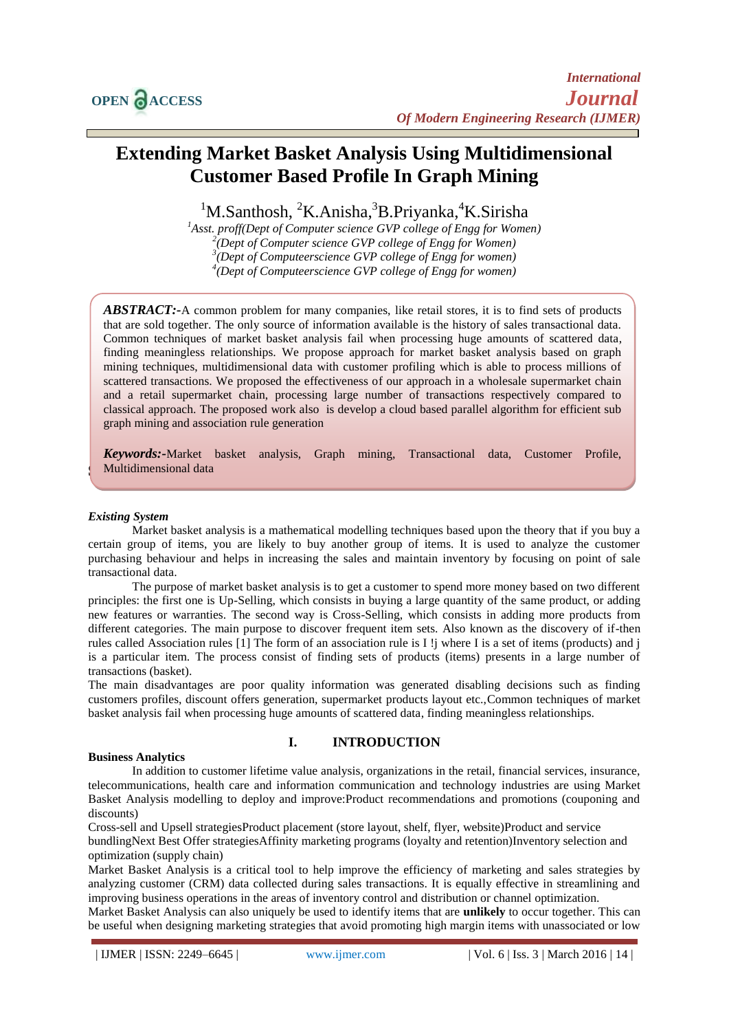# Extending Market Basket Analysis Using Multidimensional Customer Based Profile In Graph Mining

[1]M.Santhosh, [2]K.Anisha,[3]B.Priyanka,[4]K.Sirisha

[1]*Asst. proff(Dept of Computer science GVP college of Engg for Women)*
[2]*(Dept of Computer science GVP college of Engg for Women)*
[3]*(Dept of Computeerscience GVP college of Engg for women)*
[4]*(Dept of Computeerscience GVP college of Engg for women)*

***ABSTRACT:-***A common problem for many companies, like retail stores, it is to find sets of products that are sold together. The only source of information available is the history of sales transactional data. Common techniques of market basket analysis fail when processing huge amounts of scattered data, finding meaningless relationships. We propose approach for market basket analysis based on graph mining techniques, multidimensional data with customer profiling which is able to process millions of scattered transactions. We proposed the effectiveness of our approach in a wholesale supermarket chain and a retail supermarket chain, processing large number of transactions respectively compared to classical approach. The proposed work also is develop a cloud based parallel algorithm for efficient sub graph mining and association rule generation

***Keywords:-***Market basket analysis, Graph mining, Transactional data, Customer Profile, Multidimensional data

***Existing System***

Market basket analysis is a mathematical modelling techniques based upon the theory that if you buy a certain group of items, you are likely to buy another group of items. It is used to analyze the customer purchasing behaviour and helps in increasing the sales and maintain inventory by focusing on point of sale transactional data.

The purpose of market basket analysis is to get a customer to spend more money based on two different principles: the first one is Up-Selling, which consists in buying a large quantity of the same product, or adding new features or warranties. The second way is Cross-Selling, which consists in adding more products from different categories. The main purpose to discover frequent item sets. Also known as the discovery of if-then rules called Association rules [1] The form of an association rule is I !j where I is a set of items (products) and j is a particular item. The process consist of finding sets of products (items) presents in a large number of transactions (basket).

The main disadvantages are poor quality information was generated disabling decisions such as finding customers profiles, discount offers generation, supermarket products layout etc.,Common techniques of market basket analysis fail when processing huge amounts of scattered data, finding meaningless relationships.

## I. INTRODUCTION

**Business Analytics**

In addition to customer lifetime value analysis, organizations in the retail, financial services, insurance, telecommunications, health care and information communication and technology industries are using Market Basket Analysis modelling to deploy and improve:Product recommendations and promotions (couponing and discounts)

Cross-sell and Upsell strategiesProduct placement (store layout, shelf, flyer, website)Product and service bundlingNext Best Offer strategiesAffinity marketing programs (loyalty and retention)Inventory selection and optimization (supply chain)

Market Basket Analysis is a critical tool to help improve the efficiency of marketing and sales strategies by analyzing customer (CRM) data collected during sales transactions. It is equally effective in streamlining and improving business operations in the areas of inventory control and distribution or channel optimization.

Market Basket Analysis can also uniquely be used to identify items that are **unlikely** to occur together. This can be useful when designing marketing strategies that avoid promoting high margin items with unassociated or low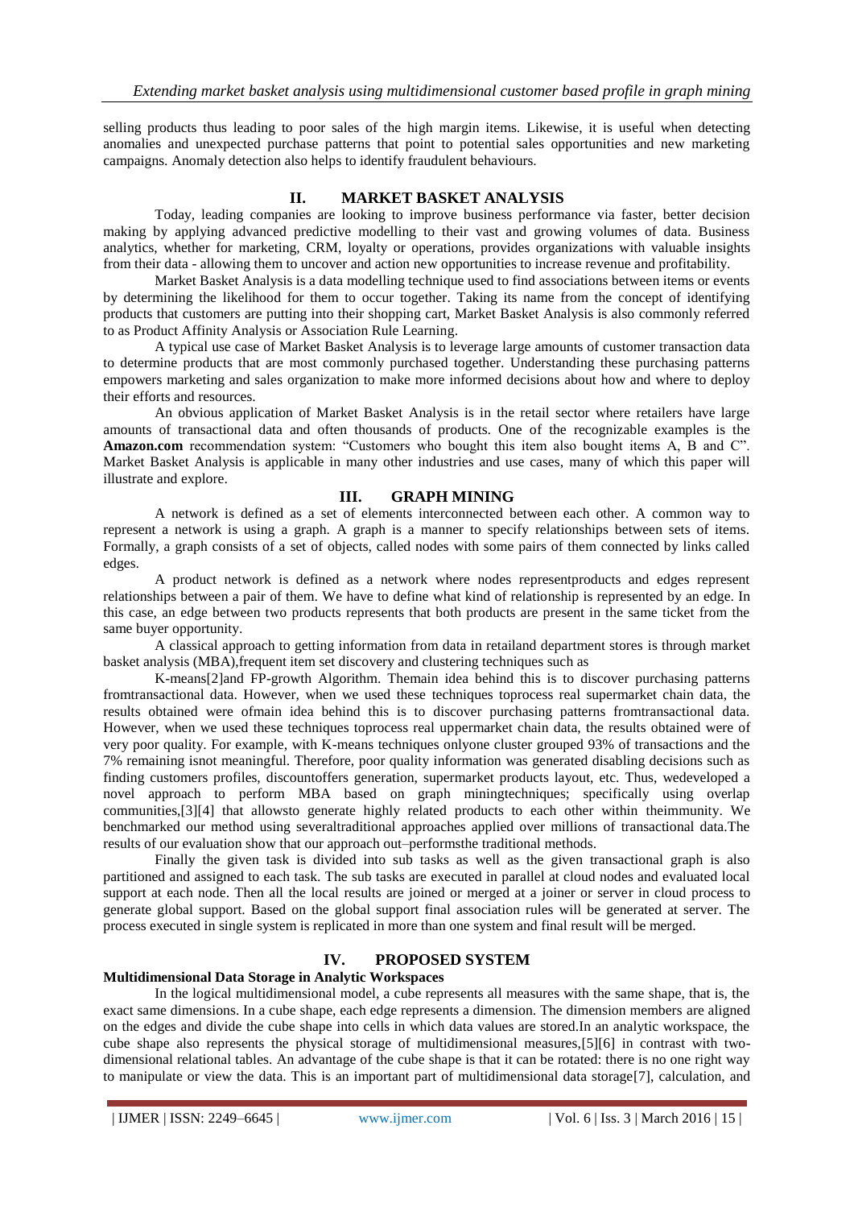selling products thus leading to poor sales of the high margin items. Likewise, it is useful when detecting anomalies and unexpected purchase patterns that point to potential sales opportunities and new marketing campaigns. Anomaly detection also helps to identify fraudulent behaviours.

## II. MARKET BASKET ANALYSIS

Today, leading companies are looking to improve business performance via faster, better decision making by applying advanced predictive modelling to their vast and growing volumes of data. Business analytics, whether for marketing, CRM, loyalty or operations, provides organizations with valuable insights from their data - allowing them to uncover and action new opportunities to increase revenue and profitability.

Market Basket Analysis is a data modelling technique used to find associations between items or events by determining the likelihood for them to occur together. Taking its name from the concept of identifying products that customers are putting into their shopping cart, Market Basket Analysis is also commonly referred to as Product Affinity Analysis or Association Rule Learning.

A typical use case of Market Basket Analysis is to leverage large amounts of customer transaction data to determine products that are most commonly purchased together. Understanding these purchasing patterns empowers marketing and sales organization to make more informed decisions about how and where to deploy their efforts and resources.

An obvious application of Market Basket Analysis is in the retail sector where retailers have large amounts of transactional data and often thousands of products. One of the recognizable examples is the **Amazon.com** recommendation system: "Customers who bought this item also bought items A, B and C". Market Basket Analysis is applicable in many other industries and use cases, many of which this paper will illustrate and explore.

## III. GRAPH MINING

A network is defined as a set of elements interconnected between each other. A common way to represent a network is using a graph. A graph is a manner to specify relationships between sets of items. Formally, a graph consists of a set of objects, called nodes with some pairs of them connected by links called edges.

A product network is defined as a network where nodes representproducts and edges represent relationships between a pair of them. We have to define what kind of relationship is represented by an edge. In this case, an edge between two products represents that both products are present in the same ticket from the same buyer opportunity.

A classical approach to getting information from data in retailand department stores is through market basket analysis (MBA),frequent item set discovery and clustering techniques such as

K-means[2]and FP-growth Algorithm. Themain idea behind this is to discover purchasing patterns fromtransactional data. However, when we used these techniques toprocess real supermarket chain data, the results obtained were ofmain idea behind this is to discover purchasing patterns fromtransactional data. However, when we used these techniques toprocess real uppermarket chain data, the results obtained were of very poor quality. For example, with K-means techniques onlyone cluster grouped 93% of transactions and the 7% remaining isnot meaningful. Therefore, poor quality information was generated disabling decisions such as finding customers profiles, discountoffers generation, supermarket products layout, etc. Thus, wedeveloped a novel approach to perform MBA based on graph miningtechniques; specifically using overlap communities,[3][4] that allowsto generate highly related products to each other within theimmunity. We benchmarked our method using severaltraditional approaches applied over millions of transactional data.The results of our evaluation show that our approach out–performsthe traditional methods.

Finally the given task is divided into sub tasks as well as the given transactional graph is also partitioned and assigned to each task. The sub tasks are executed in parallel at cloud nodes and evaluated local support at each node. Then all the local results are joined or merged at a joiner or server in cloud process to generate global support. Based on the global support final association rules will be generated at server. The process executed in single system is replicated in more than one system and final result will be merged.

## IV. PROPOSED SYSTEM

**Multidimensional Data Storage in Analytic Workspaces**

In the logical multidimensional model, a cube represents all measures with the same shape, that is, the exact same dimensions. In a cube shape, each edge represents a dimension. The dimension members are aligned on the edges and divide the cube shape into cells in which data values are stored.In an analytic workspace, the cube shape also represents the physical storage of multidimensional measures,[5][6] in contrast with two-dimensional relational tables. An advantage of the cube shape is that it can be rotated: there is no one right way to manipulate or view the data. This is an important part of multidimensional data storage[7], calculation, and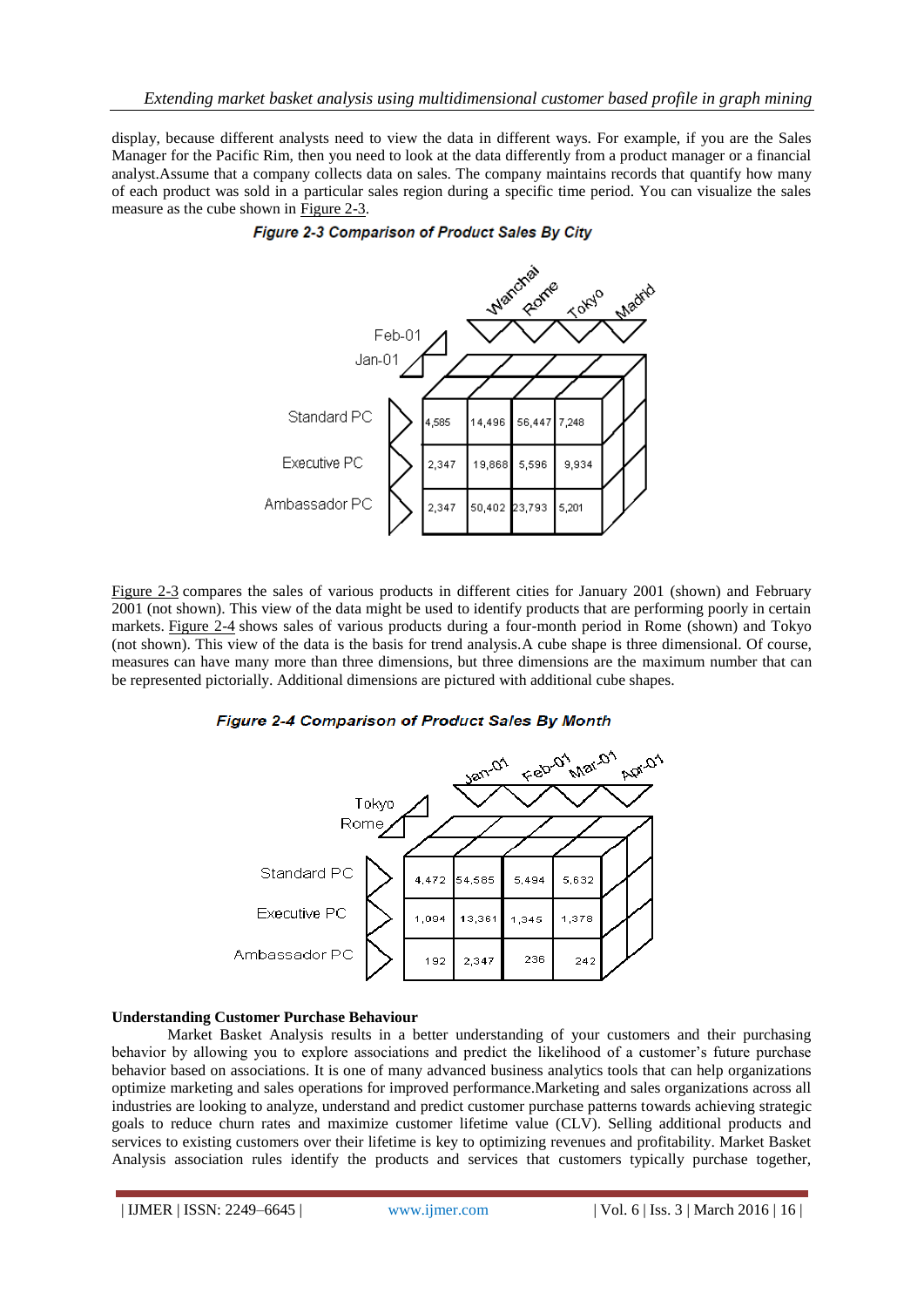display, because different analysts need to view the data in different ways. For example, if you are the Sales Manager for the Pacific Rim, then you need to look at the data differently from a product manager or a financial analyst.Assume that a company collects data on sales. The company maintains records that quantify how many of each product was sold in a particular sales region during a specific time period. You can visualize the sales measure as the cube shown in Figure 2-3.

***Figure 2-3 Comparison of Product Sales By City***

Wanchai Rome Tokyo Madrid

Feb-01

Jan-01

Standard PC 4,585 14,496 56,447 7,248

Executive PC 2,347 19,868 5,596 9,934

Ambassador PC 2,347 50,402 23,793 5,201

Figure 2-3 compares the sales of various products in different cities for January 2001 (shown) and February 2001 (not shown). This view of the data might be used to identify products that are performing poorly in certain markets. Figure 2-4 shows sales of various products during a four-month period in Rome (shown) and Tokyo (not shown). This view of the data is the basis for trend analysis.A cube shape is three dimensional. Of course, measures can have many more than three dimensions, but three dimensions are the maximum number that can be represented pictorially. Additional dimensions are pictured with additional cube shapes.

***Figure 2-4 Comparison of Product Sales By Month***

Jan-01 Feb-01 Mar-01 Apr-01

Tokyo

Rome

Standard PC 4,472 54,585 5,494 5,632

Executive PC 1,094 13,361 1,345 1,378

Ambassador PC 192 2,347 236 242

**Understanding Customer Purchase Behaviour**

Market Basket Analysis results in a better understanding of your customers and their purchasing behavior by allowing you to explore associations and predict the likelihood of a customer's future purchase behavior based on associations. It is one of many advanced business analytics tools that can help organizations optimize marketing and sales operations for improved performance.Marketing and sales organizations across all industries are looking to analyze, understand and predict customer purchase patterns towards achieving strategic goals to reduce churn rates and maximize customer lifetime value (CLV). Selling additional products and services to existing customers over their lifetime is key to optimizing revenues and profitability. Market Basket Analysis association rules identify the products and services that customers typically purchase together,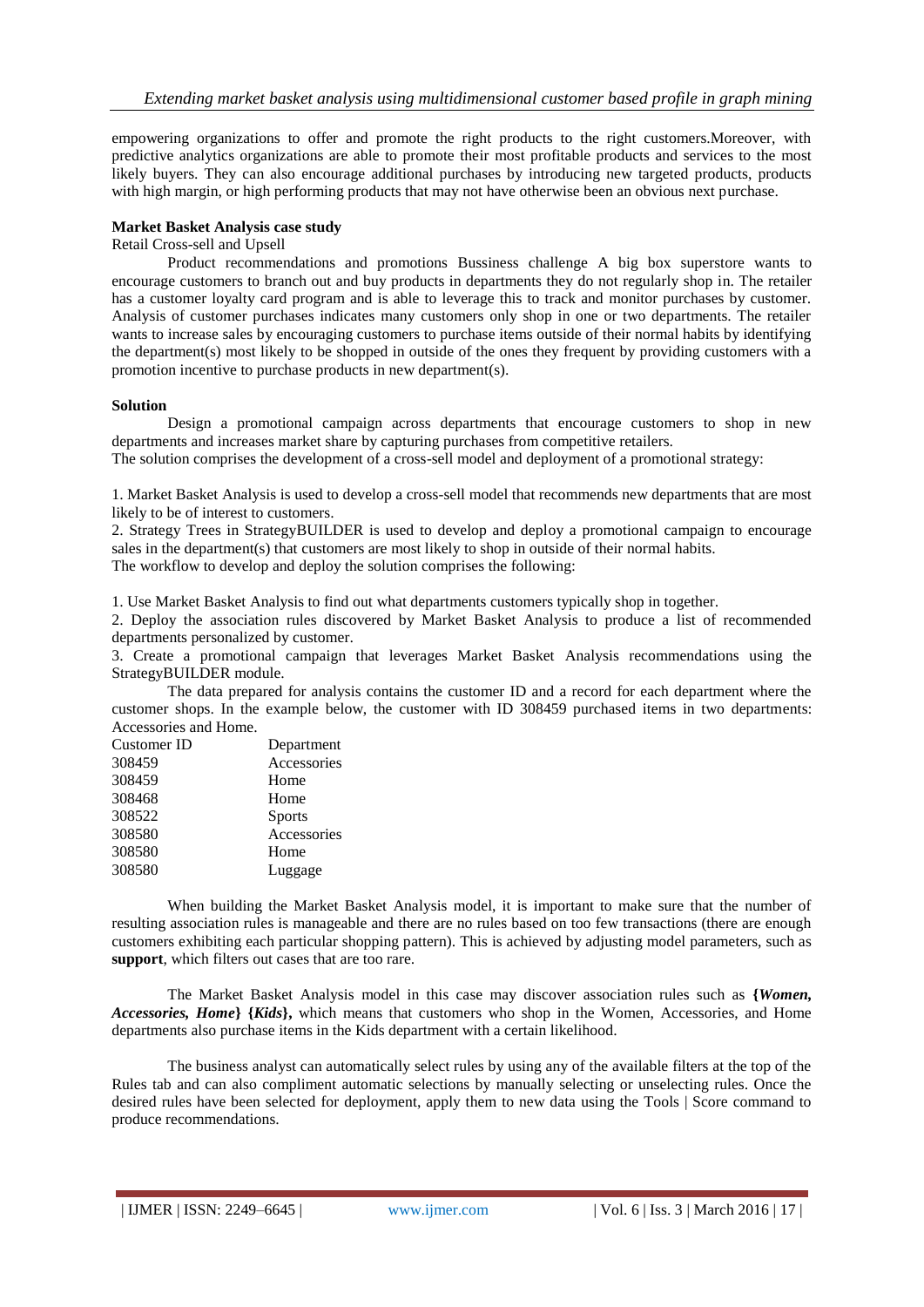empowering organizations to offer and promote the right products to the right customers.Moreover, with predictive analytics organizations are able to promote their most profitable products and services to the most likely buyers. They can also encourage additional purchases by introducing new targeted products, products with high margin, or high performing products that may not have otherwise been an obvious next purchase.

**Market Basket Analysis case study**

Retail Cross-sell and Upsell

Product recommendations and promotions Bussiness challenge A big box superstore wants to encourage customers to branch out and buy products in departments they do not regularly shop in. The retailer has a customer loyalty card program and is able to leverage this to track and monitor purchases by customer. Analysis of customer purchases indicates many customers only shop in one or two departments. The retailer wants to increase sales by encouraging customers to purchase items outside of their normal habits by identifying the department(s) most likely to be shopped in outside of the ones they frequent by providing customers with a promotion incentive to purchase products in new department(s).

**Solution**

Design a promotional campaign across departments that encourage customers to shop in new departments and increases market share by capturing purchases from competitive retailers.

The solution comprises the development of a cross-sell model and deployment of a promotional strategy:

1. Market Basket Analysis is used to develop a cross-sell model that recommends new departments that are most likely to be of interest to customers.
2. Strategy Trees in StrategyBUILDER is used to develop and deploy a promotional campaign to encourage sales in the department(s) that customers are most likely to shop in outside of their normal habits.

The workflow to develop and deploy the solution comprises the following:

1. Use Market Basket Analysis to find out what departments customers typically shop in together.
2. Deploy the association rules discovered by Market Basket Analysis to produce a list of recommended departments personalized by customer.
3. Create a promotional campaign that leverages Market Basket Analysis recommendations using the StrategyBUILDER module.

The data prepared for analysis contains the customer ID and a record for each department where the customer shops. In the example below, the customer with ID 308459 purchased items in two departments: Accessories and Home.

| Customer ID | Department |
|---|---|
| 308459 | Accessories |
| 308459 | Home |
| 308468 | Home |
| 308522 | Sports |
| 308580 | Accessories |
| 308580 | Home |
| 308580 | Luggage |

When building the Market Basket Analysis model, it is important to make sure that the number of resulting association rules is manageable and there are no rules based on too few transactions (there are enough customers exhibiting each particular shopping pattern). This is achieved by adjusting model parameters, such as **support**, which filters out cases that are too rare.

The Market Basket Analysis model in this case may discover association rules such as **{*Women, Accessories, Home*} {*Kids*},** which means that customers who shop in the Women, Accessories, and Home departments also purchase items in the Kids department with a certain likelihood.

The business analyst can automatically select rules by using any of the available filters at the top of the Rules tab and can also compliment automatic selections by manually selecting or unselecting rules. Once the desired rules have been selected for deployment, apply them to new data using the Tools | Score command to produce recommendations.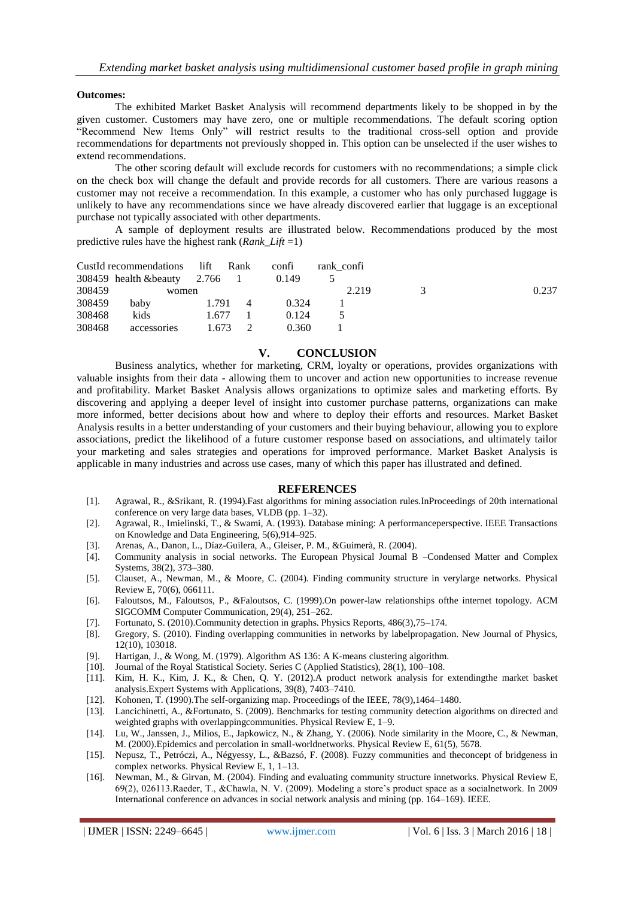**Outcomes:**

The exhibited Market Basket Analysis will recommend departments likely to be shopped in by the given customer. Customers may have zero, one or multiple recommendations. The default scoring option "Recommend New Items Only" will restrict results to the traditional cross-sell option and provide recommendations for departments not previously shopped in. This option can be unselected if the user wishes to extend recommendations.

The other scoring default will exclude records for customers with no recommendations; a simple click on the check box will change the default and provide records for all customers. There are various reasons a customer may not receive a recommendation. In this example, a customer who has only purchased luggage is unlikely to have any recommendations since we have already discovered earlier that luggage is an exceptional purchase not typically associated with other departments.

A sample of deployment results are illustrated below. Recommendations produced by the most predictive rules have the highest rank (*Rank_Lift* =1)

| CustId | recommendations | lift | Rank | confi | rank_confi |
|---|---|---|---|---|---|
| 308459 | health &beauty | 2.766 | 1 | 0.149 | 5 |
| 308459 | women | 2.219 | 3 | 0.237 | |
| 308459 | baby | 1.791 | 4 | 0.324 | 1 |
| 308468 | kids | 1.677 | 1 | 0.124 | 5 |
| 308468 | accessories | 1.673 | 2 | 0.360 | 1 |

## V. CONCLUSION

Business analytics, whether for marketing, CRM, loyalty or operations, provides organizations with valuable insights from their data - allowing them to uncover and action new opportunities to increase revenue and profitability. Market Basket Analysis allows organizations to optimize sales and marketing efforts. By discovering and applying a deeper level of insight into customer purchase patterns, organizations can make more informed, better decisions about how and where to deploy their efforts and resources. Market Basket Analysis results in a better understanding of your customers and their buying behaviour, allowing you to explore associations, predict the likelihood of a future customer response based on associations, and ultimately tailor your marketing and sales strategies and operations for improved performance. Market Basket Analysis is applicable in many industries and across use cases, many of which this paper has illustrated and defined.

## REFERENCES

[1]. Agrawal, R., &Srikant, R. (1994).Fast algorithms for mining association rules.InProceedings of 20th international conference on very large data bases, VLDB (pp. 1–32).

[2]. Agrawal, R., Imielinski, T., & Swami, A. (1993). Database mining: A performanceperspective. IEEE Transactions on Knowledge and Data Engineering, 5(6),914–925.

[3]. Arenas, A., Danon, L., Díaz-Guilera, A., Gleiser, P. M., &Guimerà, R. (2004).

[4]. Community analysis in social networks. The European Physical Journal B –Condensed Matter and Complex Systems, 38(2), 373–380.

[5]. Clauset, A., Newman, M., & Moore, C. (2004). Finding community structure in verylarge networks. Physical Review E, 70(6), 066111.

[6]. Faloutsos, M., Faloutsos, P., &Faloutsos, C. (1999).On power-law relationships ofthe internet topology. ACM SIGCOMM Computer Communication, 29(4), 251–262.

[7]. Fortunato, S. (2010).Community detection in graphs. Physics Reports, 486(3),75–174.

[8]. Gregory, S. (2010). Finding overlapping communities in networks by labelpropagation. New Journal of Physics, 12(10), 103018.

[9]. Hartigan, J., & Wong, M. (1979). Algorithm AS 136: A K-means clustering algorithm.

[10]. Journal of the Royal Statistical Society. Series C (Applied Statistics), 28(1), 100–108.

[11]. Kim, H. K., Kim, J. K., & Chen, Q. Y. (2012).A product network analysis for extendingthe market basket analysis.Expert Systems with Applications, 39(8), 7403–7410.

[12]. Kohonen, T. (1990).The self-organizing map. Proceedings of the IEEE, 78(9),1464–1480.

[13]. Lancichinetti, A., &Fortunato, S. (2009). Benchmarks for testing community detection algorithms on directed and weighted graphs with overlappingcommunities. Physical Review E, 1–9.

[14]. Lu, W., Janssen, J., Milios, E., Japkowicz, N., & Zhang, Y. (2006). Node similarity in the Moore, C., & Newman, M. (2000).Epidemics and percolation in small-worldnetworks. Physical Review E, 61(5), 5678.

[15]. Nepusz, T., Petróczi, A., Négyessy, L., &Bazsó, F. (2008). Fuzzy communities and theconcept of bridgeness in complex networks. Physical Review E, 1, 1–13.

[16]. Newman, M., & Girvan, M. (2004). Finding and evaluating community structure innetworks. Physical Review E, 69(2), 026113.Raeder, T., &Chawla, N. V. (2009). Modeling a store's product space as a socialnetwork. In 2009 International conference on advances in social network analysis and mining (pp. 164–169). IEEE.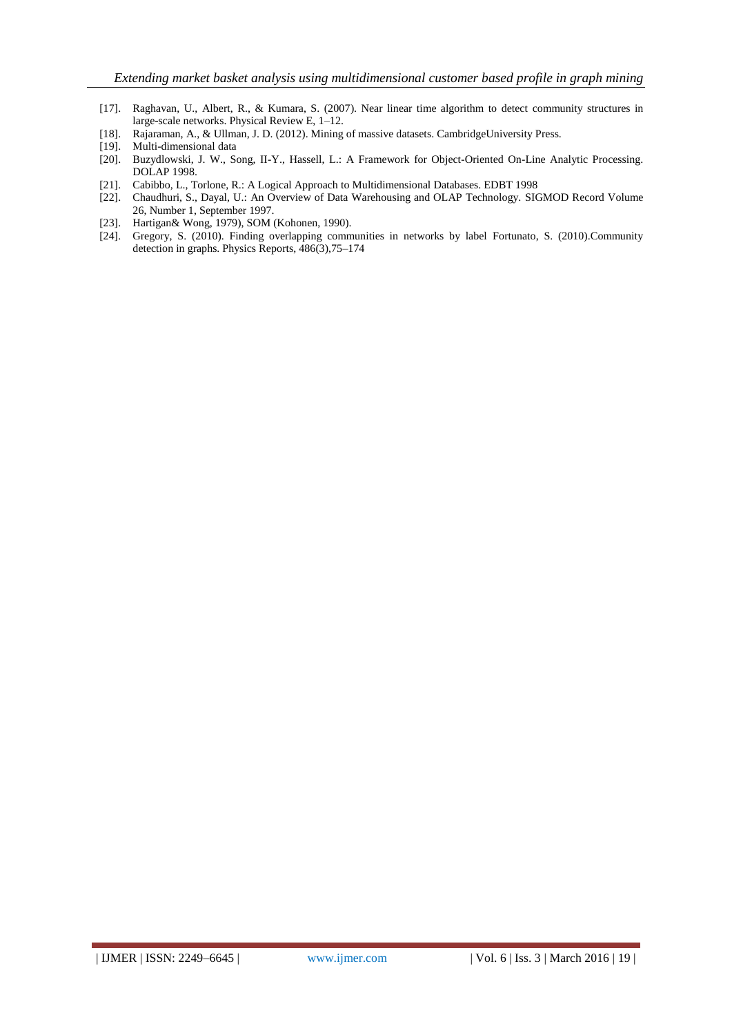- [17]. Raghavan, U., Albert, R., & Kumara, S. (2007). Near linear time algorithm to detect community structures in large-scale networks. Physical Review E, 1–12.
- [18]. Rajaraman, A., & Ullman, J. D. (2012). Mining of massive datasets. CambridgeUniversity Press.
- [19]. Multi-dimensional data
- [20]. Buzydlowski, J. W., Song, II-Y., Hassell, L.: A Framework for Object-Oriented On-Line Analytic Processing. DOLAP 1998.
- [21]. Cabibbo, L., Torlone, R.: A Logical Approach to Multidimensional Databases. EDBT 1998
- [22]. Chaudhuri, S., Dayal, U.: An Overview of Data Warehousing and OLAP Technology. SIGMOD Record Volume 26, Number 1, September 1997.
- [23]. Hartigan& Wong, 1979), SOM (Kohonen, 1990).
- [24]. Gregory, S. (2010). Finding overlapping communities in networks by label Fortunato, S. (2010).Community detection in graphs. Physics Reports, 486(3),75–174